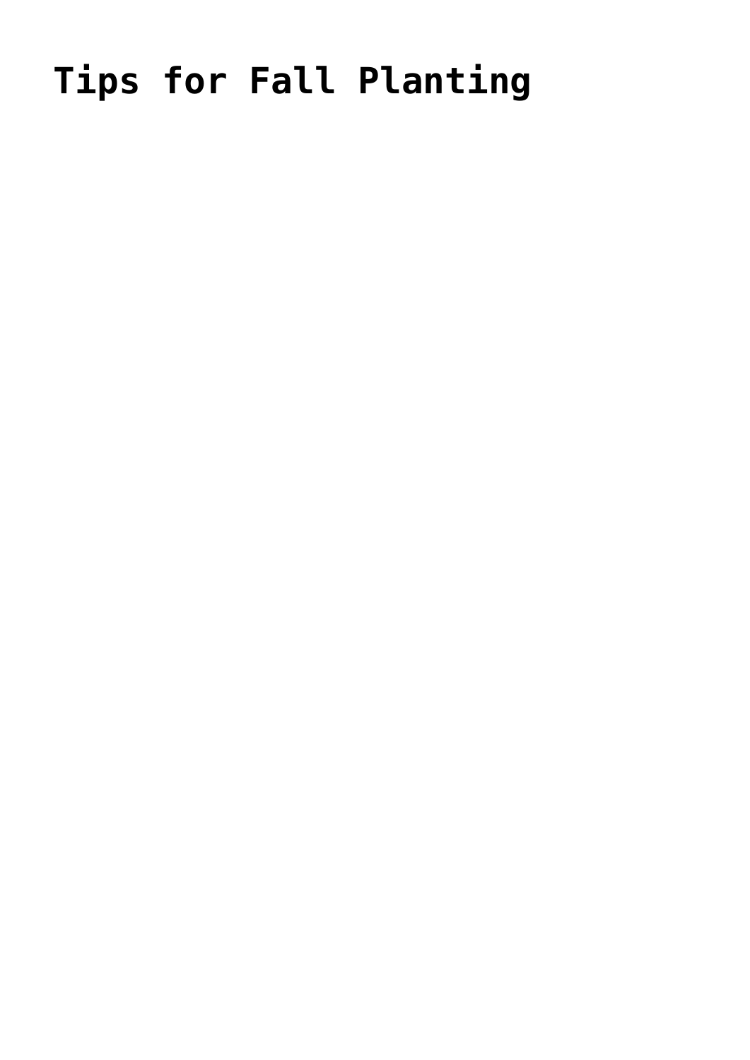# Tips for Fall Planting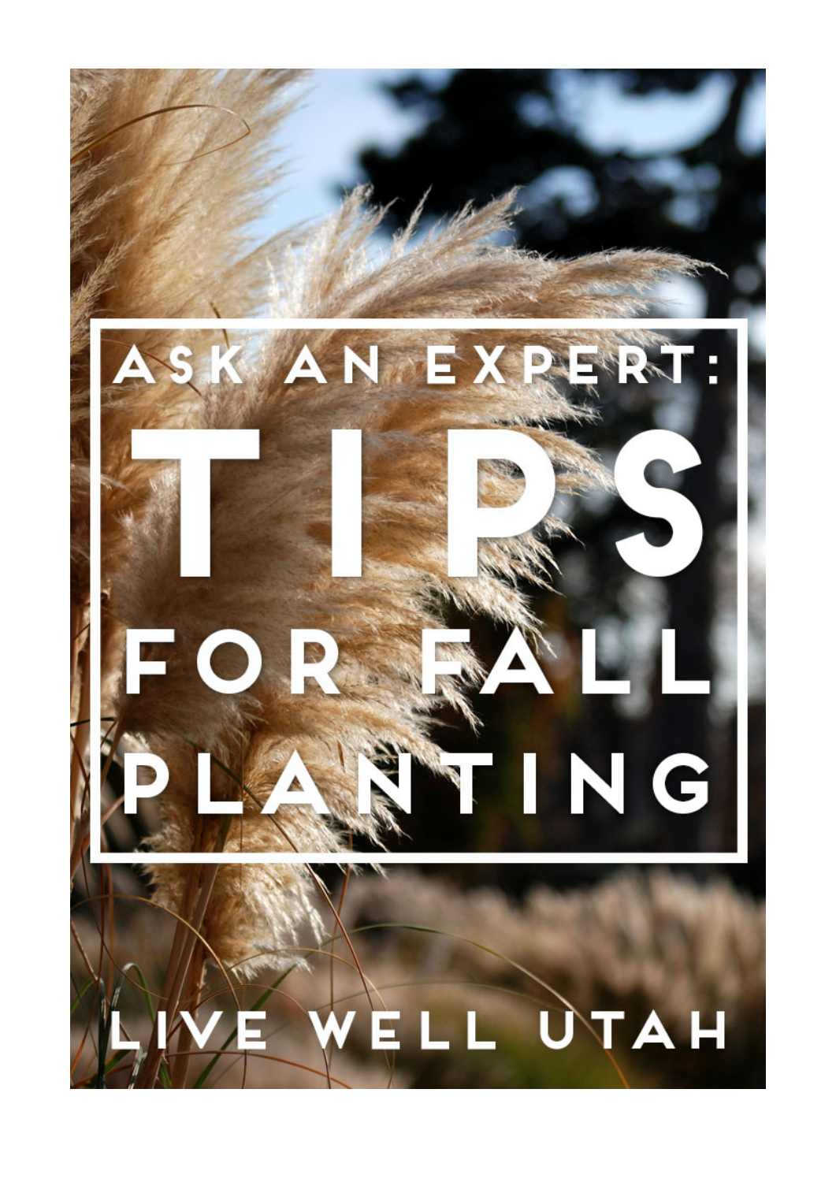# ASK AN EXPERT: TIPS FOR FALL PLANTING

LIVE WELL UTAH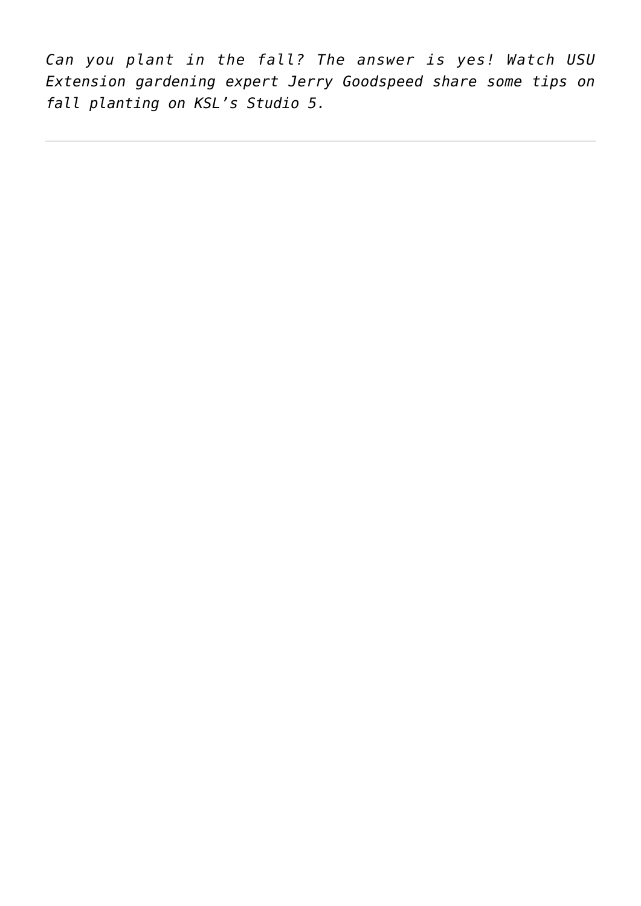*Can you plant in the fall? The answer is yes! Watch USU Extension gardening expert Jerry Goodspeed share some tips on fall planting on KSL's Studio 5.*

---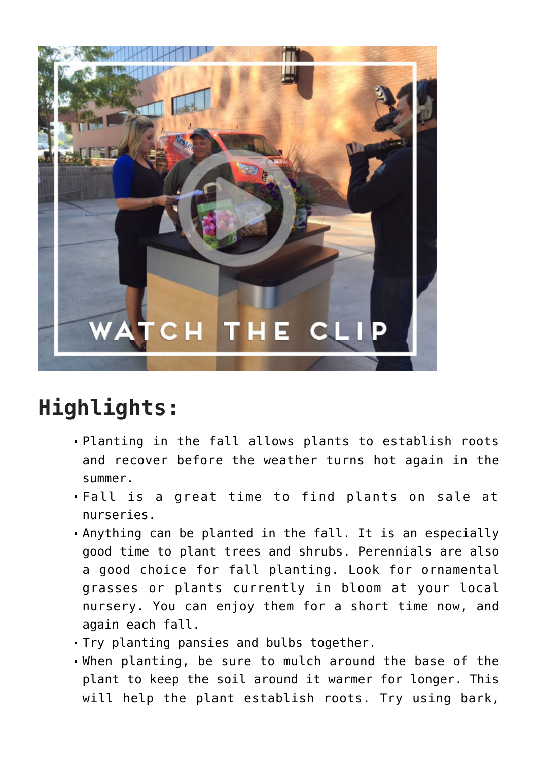## Highlights:

- Planting in the fall allows plants to establish roots and recover before the weather turns hot again in the summer.
- Fall is a great time to find plants on sale at nurseries.
- Anything can be planted in the fall. It is an especially good time to plant trees and shrubs. Perennials are also a good choice for fall planting. Look for ornamental grasses or plants currently in bloom at your local nursery. You can enjoy them for a short time now, and again each fall.
- Try planting pansies and bulbs together.
- When planting, be sure to mulch around the base of the plant to keep the soil around it warmer for longer. This will help the plant establish roots. Try using bark,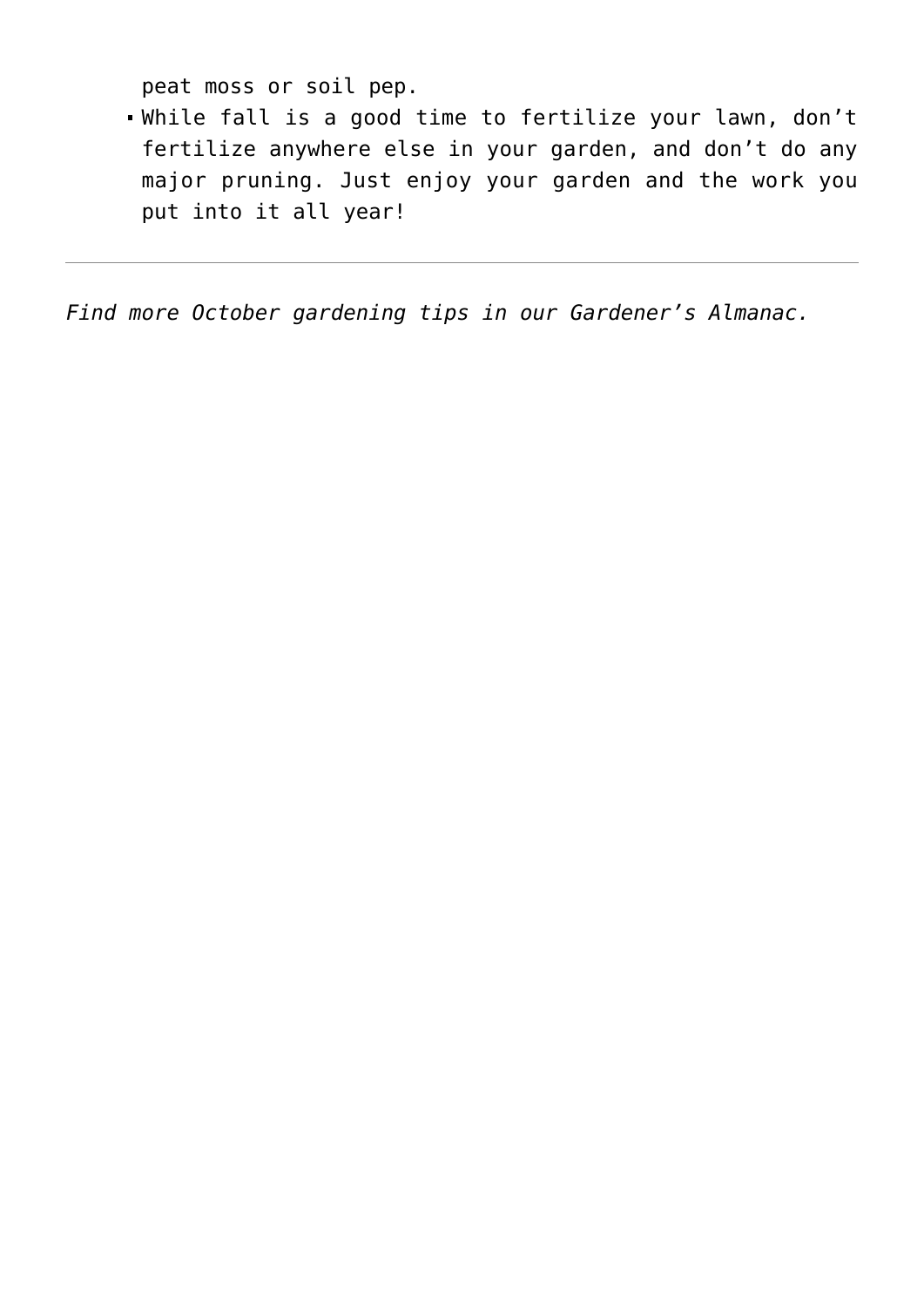peat moss or soil pep.

- While fall is a good time to fertilize your lawn, don't fertilize anywhere else in your garden, and don't do any major pruning. Just enjoy your garden and the work you put into it all year!

---

*Find more October gardening tips in our Gardener's Almanac.*